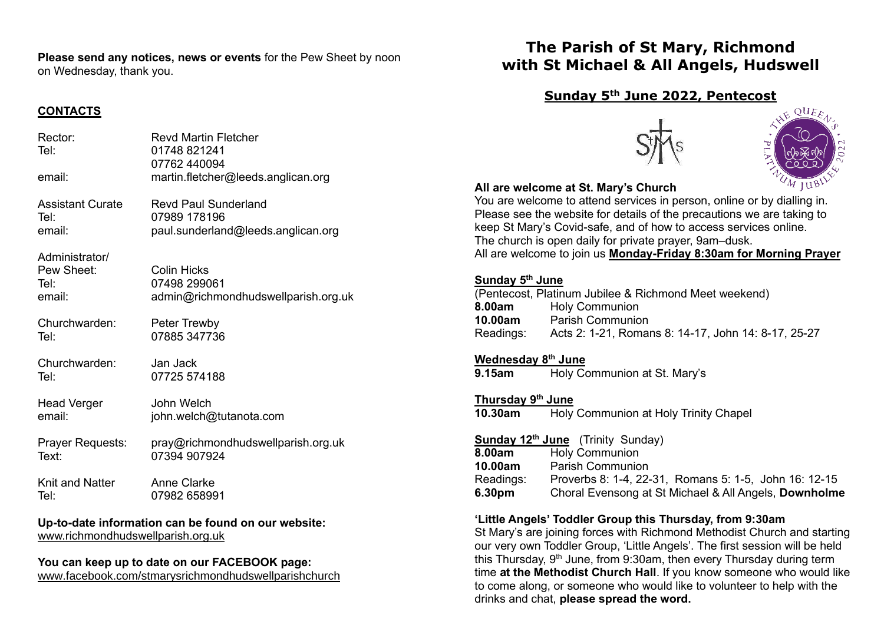**Please send any notices, news or events** for the Pew Sheet by noon on Wednesday, thank you.

## CONTACTS

| | |
|---|---|
| Rector: | Revd Martin Fletcher |
| Tel: | 01748 821241 |
| | 07762 440094 |
| email: | martin.fletcher@leeds.anglican.org |
| Assistant Curate | Revd Paul Sunderland |
| Tel: | 07989 178196 |
| email: | paul.sunderland@leeds.anglican.org |
| Administrator/ Pew Sheet: | Colin Hicks |
| Tel: | 07498 299061 |
| email: | admin@richmondhudswellparish.org.uk |
| Churchwarden: | Peter Trewby |
| Tel: | 07885 347736 |
| Churchwarden: | Jan Jack |
| Tel: | 07725 574188 |
| Head Verger | John Welch |
| email: | john.welch@tutanota.com |
| Prayer Requests: | pray@richmondhudswellparish.org.uk |
| Text: | 07394 907924 |
| Knit and Natter | Anne Clarke |
| Tel: | 07982 658991 |

**Up-to-date information can be found on our website:**
www.richmondhudswellparish.org.uk

**You can keep up to date on our FACEBOOK page:**
www.facebook.com/stmarysrichmondhudswellparishchurch

# The Parish of St Mary, Richmond with St Michael & All Angels, Hudswell

## Sunday 5th June 2022, Pentecost

**All are welcome at St. Mary's Church**

You are welcome to attend services in person, online or by dialling in. Please see the website for details of the precautions we are taking to keep St Mary's Covid-safe, and of how to access services online. The church is open daily for private prayer, 9am–dusk.
All are welcome to join us **Monday-Friday 8:30am for Morning Prayer**

**Sunday 5th June**

(Pentecost, Platinum Jubilee & Richmond Meet weekend)

| | |
|---|---|
| **8.00am** | Holy Communion |
| **10.00am** | Parish Communion |
| Readings: | Acts 2: 1-21, Romans 8: 14-17, John 14: 8-17, 25-27 |

**Wednesday 8th June**

**9.15am** Holy Communion at St. Mary's

**Thursday 9th June**

**10.30am** Holy Communion at Holy Trinity Chapel

**Sunday 12th June** (Trinity Sunday)

| | |
|---|---|
| **8.00am** | Holy Communion |
| **10.00am** | Parish Communion |
| Readings: | Proverbs 8: 1-4, 22-31, Romans 5: 1-5, John 16: 12-15 |
| **6.30pm** | Choral Evensong at St Michael & All Angels, **Downholme** |

**'Little Angels' Toddler Group this Thursday, from 9:30am**

St Mary's are joining forces with Richmond Methodist Church and starting our very own Toddler Group, 'Little Angels'. The first session will be held this Thursday, 9th June, from 9:30am, then every Thursday during term time **at the Methodist Church Hall**. If you know someone who would like to come along, or someone who would like to volunteer to help with the drinks and chat, **please spread the word.**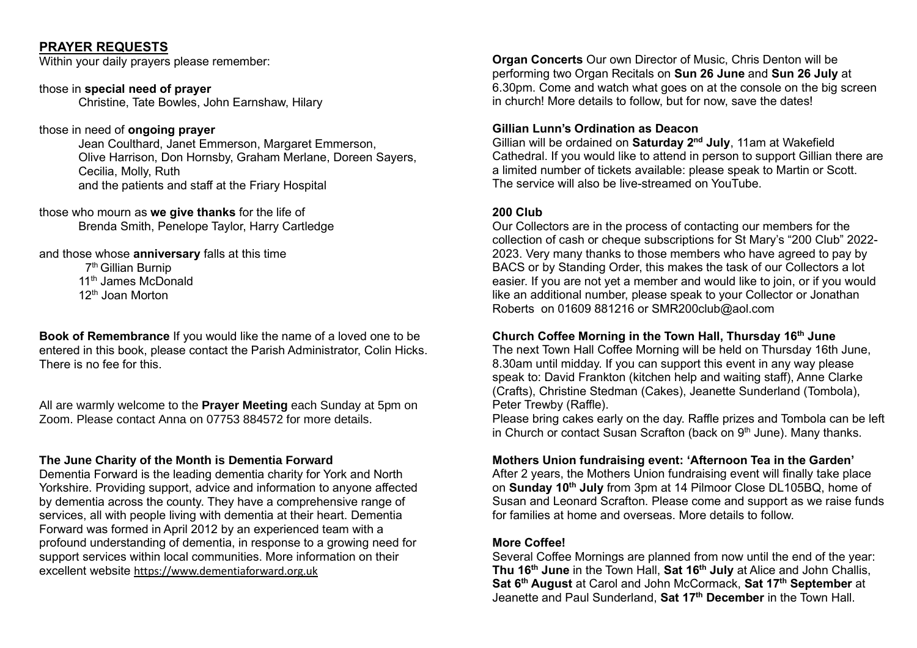## PRAYER REQUESTS

Within your daily prayers please remember:

those in **special need of prayer**

Christine, Tate Bowles, John Earnshaw, Hilary

those in need of **ongoing prayer**

Jean Coulthard, Janet Emmerson, Margaret Emmerson, Olive Harrison, Don Hornsby, Graham Merlane, Doreen Sayers, Cecilia, Molly, Ruth
and the patients and staff at the Friary Hospital

those who mourn as **we give thanks** for the life of

Brenda Smith, Penelope Taylor, Harry Cartledge

and those whose **anniversary** falls at this time

7th Gillian Burnip
11th James McDonald
12th Joan Morton

**Book of Remembrance** If you would like the name of a loved one to be entered in this book, please contact the Parish Administrator, Colin Hicks. There is no fee for this.

All are warmly welcome to the **Prayer Meeting** each Sunday at 5pm on Zoom. Please contact Anna on 07753 884572 for more details.

**The June Charity of the Month is Dementia Forward**

Dementia Forward is the leading dementia charity for York and North Yorkshire. Providing support, advice and information to anyone affected by dementia across the county. They have a comprehensive range of services, all with people living with dementia at their heart. Dementia Forward was formed in April 2012 by an experienced team with a profound understanding of dementia, in response to a growing need for support services within local communities. More information on their excellent website https://www.dementiaforward.org.uk

**Organ Concerts** Our own Director of Music, Chris Denton will be performing two Organ Recitals on **Sun 26 June** and **Sun 26 July** at 6.30pm. Come and watch what goes on at the console on the big screen in church! More details to follow, but for now, save the dates!

**Gillian Lunn's Ordination as Deacon**

Gillian will be ordained on **Saturday 2nd July**, 11am at Wakefield Cathedral. If you would like to attend in person to support Gillian there are a limited number of tickets available: please speak to Martin or Scott. The service will also be live-streamed on YouTube.

**200 Club**

Our Collectors are in the process of contacting our members for the collection of cash or cheque subscriptions for St Mary's "200 Club" 2022-2023. Very many thanks to those members who have agreed to pay by BACS or by Standing Order, this makes the task of our Collectors a lot easier. If you are not yet a member and would like to join, or if you would like an additional number, please speak to your Collector or Jonathan Roberts on 01609 881216 or SMR200club@aol.com

**Church Coffee Morning in the Town Hall, Thursday 16th June**

The next Town Hall Coffee Morning will be held on Thursday 16th June, 8.30am until midday. If you can support this event in any way please speak to: David Frankton (kitchen help and waiting staff), Anne Clarke (Crafts), Christine Stedman (Cakes), Jeanette Sunderland (Tombola), Peter Trewby (Raffle).

Please bring cakes early on the day. Raffle prizes and Tombola can be left in Church or contact Susan Scrafton (back on 9th June). Many thanks.

**Mothers Union fundraising event: 'Afternoon Tea in the Garden'**

After 2 years, the Mothers Union fundraising event will finally take place on **Sunday 10th July** from 3pm at 14 Pilmoor Close DL105BQ, home of Susan and Leonard Scrafton. Please come and support as we raise funds for families at home and overseas. More details to follow.

**More Coffee!**

Several Coffee Mornings are planned from now until the end of the year: **Thu 16th June** in the Town Hall, **Sat 16th July** at Alice and John Challis, **Sat 6th August** at Carol and John McCormack, **Sat 17th September** at Jeanette and Paul Sunderland, **Sat 17th December** in the Town Hall.